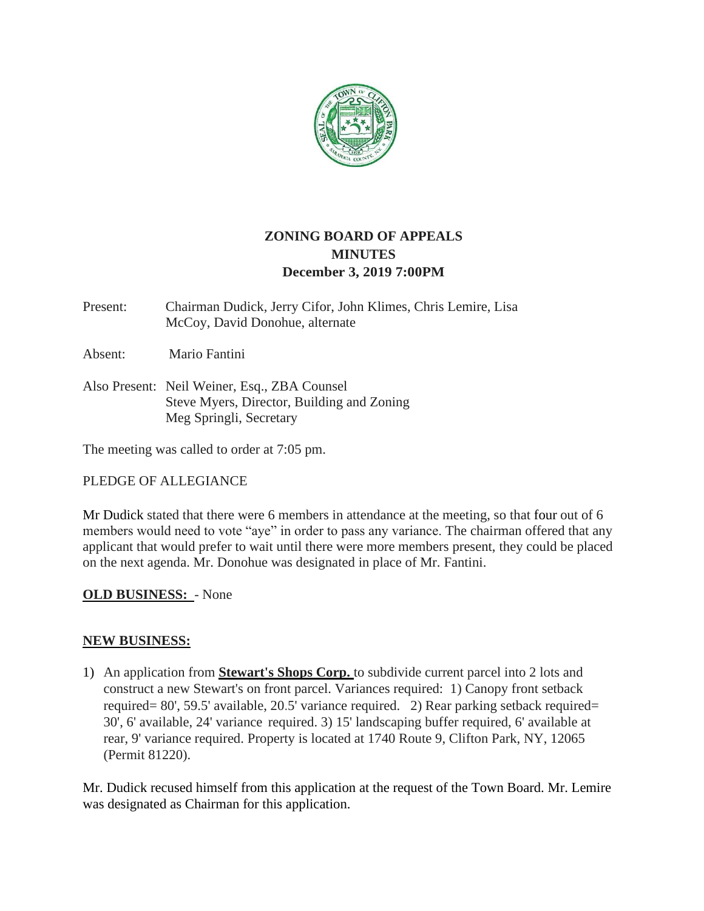# ZONING BOARD OF APPEALS
## MINUTES
## December 3, 2019 7:00PM

Present: Chairman Dudick, Jerry Cifor, John Klimes, Chris Lemire, Lisa McCoy, David Donohue, alternate

Absent: Mario Fantini

Also Present: Neil Weiner, Esq., ZBA Counsel
Steve Myers, Director, Building and Zoning
Meg Springli, Secretary

The meeting was called to order at 7:05 pm.

PLEDGE OF ALLEGIANCE

Mr Dudick stated that there were 6 members in attendance at the meeting, so that four out of 6 members would need to vote "aye" in order to pass any variance. The chairman offered that any applicant that would prefer to wait until there were more members present, they could be placed on the next agenda. Mr. Donohue was designated in place of Mr. Fantini.

**OLD BUSINESS:** - None

**NEW BUSINESS:**

1) An application from **Stewart's Shops Corp.** to subdivide current parcel into 2 lots and construct a new Stewart's on front parcel. Variances required: 1) Canopy front setback required= 80', 59.5' available, 20.5' variance required. 2) Rear parking setback required= 30', 6' available, 24' variance required. 3) 15' landscaping buffer required, 6' available at rear, 9' variance required. Property is located at 1740 Route 9, Clifton Park, NY, 12065 (Permit 81220).

Mr. Dudick recused himself from this application at the request of the Town Board. Mr. Lemire was designated as Chairman for this application.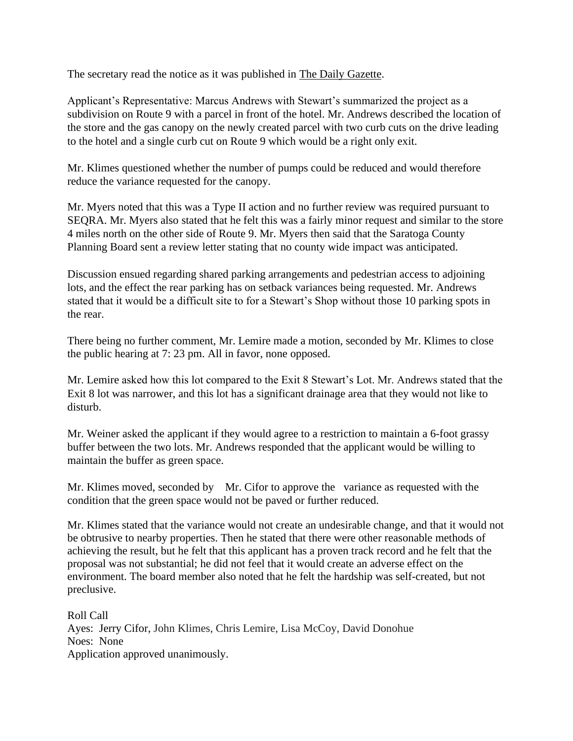The secretary read the notice as it was published in The Daily Gazette.

Applicant's Representative: Marcus Andrews with Stewart's summarized the project as a subdivision on Route 9 with a parcel in front of the hotel. Mr. Andrews described the location of the store and the gas canopy on the newly created parcel with two curb cuts on the drive leading to the hotel and a single curb cut on Route 9 which would be a right only exit.

Mr. Klimes questioned whether the number of pumps could be reduced and would therefore reduce the variance requested for the canopy.

Mr. Myers noted that this was a Type II action and no further review was required pursuant to SEQRA. Mr. Myers also stated that he felt this was a fairly minor request and similar to the store 4 miles north on the other side of Route 9. Mr. Myers then said that the Saratoga County Planning Board sent a review letter stating that no county wide impact was anticipated.

Discussion ensued regarding shared parking arrangements and pedestrian access to adjoining lots, and the effect the rear parking has on setback variances being requested. Mr. Andrews stated that it would be a difficult site to for a Stewart's Shop without those 10 parking spots in the rear.

There being no further comment, Mr. Lemire made a motion, seconded by Mr. Klimes to close the public hearing at 7: 23 pm. All in favor, none opposed.

Mr. Lemire asked how this lot compared to the Exit 8 Stewart's Lot. Mr. Andrews stated that the Exit 8 lot was narrower, and this lot has a significant drainage area that they would not like to disturb.

Mr. Weiner asked the applicant if they would agree to a restriction to maintain a 6-foot grassy buffer between the two lots. Mr. Andrews responded that the applicant would be willing to maintain the buffer as green space.

Mr. Klimes moved, seconded by Mr. Cifor to approve the variance as requested with the condition that the green space would not be paved or further reduced.

Mr. Klimes stated that the variance would not create an undesirable change, and that it would not be obtrusive to nearby properties. Then he stated that there were other reasonable methods of achieving the result, but he felt that this applicant has a proven track record and he felt that the proposal was not substantial; he did not feel that it would create an adverse effect on the environment. The board member also noted that he felt the hardship was self-created, but not preclusive.

Roll Call
Ayes: Jerry Cifor, John Klimes, Chris Lemire, Lisa McCoy, David Donohue
Noes: None
Application approved unanimously.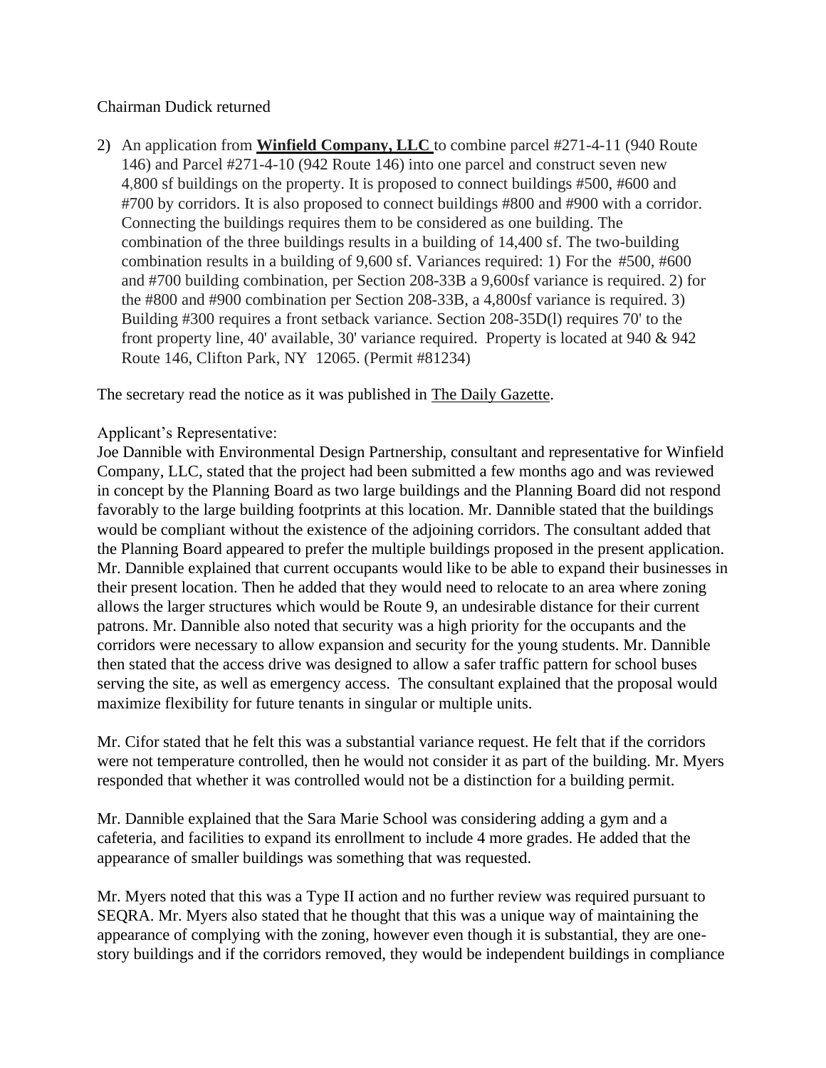Chairman Dudick returned

2) An application from **Winfield Company, LLC** to combine parcel #271-4-11 (940 Route 146) and Parcel #271-4-10 (942 Route 146) into one parcel and construct seven new 4,800 sf buildings on the property. It is proposed to connect buildings #500, #600 and #700 by corridors. It is also proposed to connect buildings #800 and #900 with a corridor. Connecting the buildings requires them to be considered as one building. The combination of the three buildings results in a building of 14,400 sf. The two-building combination results in a building of 9,600 sf. Variances required: 1) For the #500, #600 and #700 building combination, per Section 208-33B a 9,600sf variance is required. 2) for the #800 and #900 combination per Section 208-33B, a 4,800sf variance is required. 3) Building #300 requires a front setback variance. Section 208-35D(l) requires 70' to the front property line, 40' available, 30' variance required. Property is located at 940 & 942 Route 146, Clifton Park, NY 12065. (Permit #81234)

The secretary read the notice as it was published in The Daily Gazette.

Applicant's Representative:
Joe Dannible with Environmental Design Partnership, consultant and representative for Winfield Company, LLC, stated that the project had been submitted a few months ago and was reviewed in concept by the Planning Board as two large buildings and the Planning Board did not respond favorably to the large building footprints at this location. Mr. Dannible stated that the buildings would be compliant without the existence of the adjoining corridors. The consultant added that the Planning Board appeared to prefer the multiple buildings proposed in the present application. Mr. Dannible explained that current occupants would like to be able to expand their businesses in their present location. Then he added that they would need to relocate to an area where zoning allows the larger structures which would be Route 9, an undesirable distance for their current patrons. Mr. Dannible also noted that security was a high priority for the occupants and the corridors were necessary to allow expansion and security for the young students. Mr. Dannible then stated that the access drive was designed to allow a safer traffic pattern for school buses serving the site, as well as emergency access. The consultant explained that the proposal would maximize flexibility for future tenants in singular or multiple units.

Mr. Cifor stated that he felt this was a substantial variance request. He felt that if the corridors were not temperature controlled, then he would not consider it as part of the building. Mr. Myers responded that whether it was controlled would not be a distinction for a building permit.

Mr. Dannible explained that the Sara Marie School was considering adding a gym and a cafeteria, and facilities to expand its enrollment to include 4 more grades. He added that the appearance of smaller buildings was something that was requested.

Mr. Myers noted that this was a Type II action and no further review was required pursuant to SEQRA. Mr. Myers also stated that he thought that this was a unique way of maintaining the appearance of complying with the zoning, however even though it is substantial, they are one-story buildings and if the corridors removed, they would be independent buildings in compliance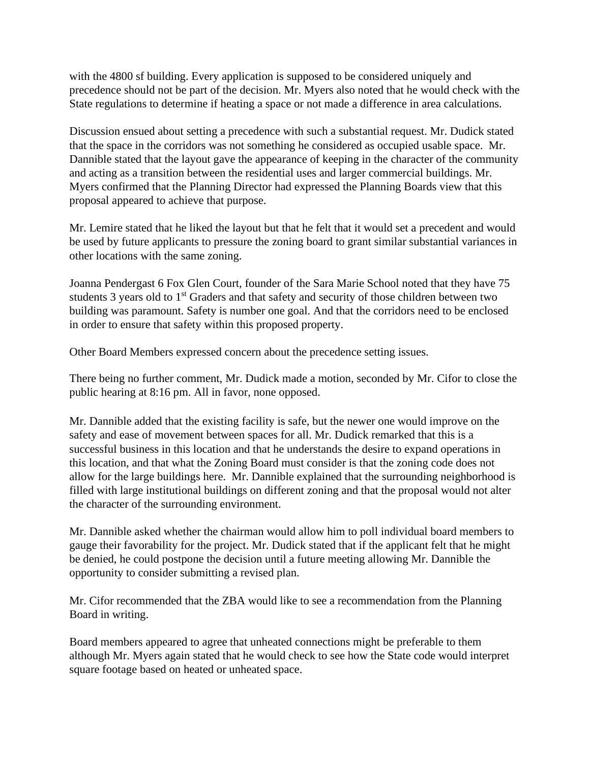with the 4800 sf building. Every application is supposed to be considered uniquely and precedence should not be part of the decision. Mr. Myers also noted that he would check with the State regulations to determine if heating a space or not made a difference in area calculations.

Discussion ensued about setting a precedence with such a substantial request. Mr. Dudick stated that the space in the corridors was not something he considered as occupied usable space. Mr. Dannible stated that the layout gave the appearance of keeping in the character of the community and acting as a transition between the residential uses and larger commercial buildings. Mr. Myers confirmed that the Planning Director had expressed the Planning Boards view that this proposal appeared to achieve that purpose.

Mr. Lemire stated that he liked the layout but that he felt that it would set a precedent and would be used by future applicants to pressure the zoning board to grant similar substantial variances in other locations with the same zoning.

Joanna Pendergast 6 Fox Glen Court, founder of the Sara Marie School noted that they have 75 students 3 years old to 1st Graders and that safety and security of those children between two building was paramount. Safety is number one goal. And that the corridors need to be enclosed in order to ensure that safety within this proposed property.

Other Board Members expressed concern about the precedence setting issues.

There being no further comment, Mr. Dudick made a motion, seconded by Mr. Cifor to close the public hearing at 8:16 pm. All in favor, none opposed.

Mr. Dannible added that the existing facility is safe, but the newer one would improve on the safety and ease of movement between spaces for all. Mr. Dudick remarked that this is a successful business in this location and that he understands the desire to expand operations in this location, and that what the Zoning Board must consider is that the zoning code does not allow for the large buildings here. Mr. Dannible explained that the surrounding neighborhood is filled with large institutional buildings on different zoning and that the proposal would not alter the character of the surrounding environment.

Mr. Dannible asked whether the chairman would allow him to poll individual board members to gauge their favorability for the project. Mr. Dudick stated that if the applicant felt that he might be denied, he could postpone the decision until a future meeting allowing Mr. Dannible the opportunity to consider submitting a revised plan.

Mr. Cifor recommended that the ZBA would like to see a recommendation from the Planning Board in writing.

Board members appeared to agree that unheated connections might be preferable to them although Mr. Myers again stated that he would check to see how the State code would interpret square footage based on heated or unheated space.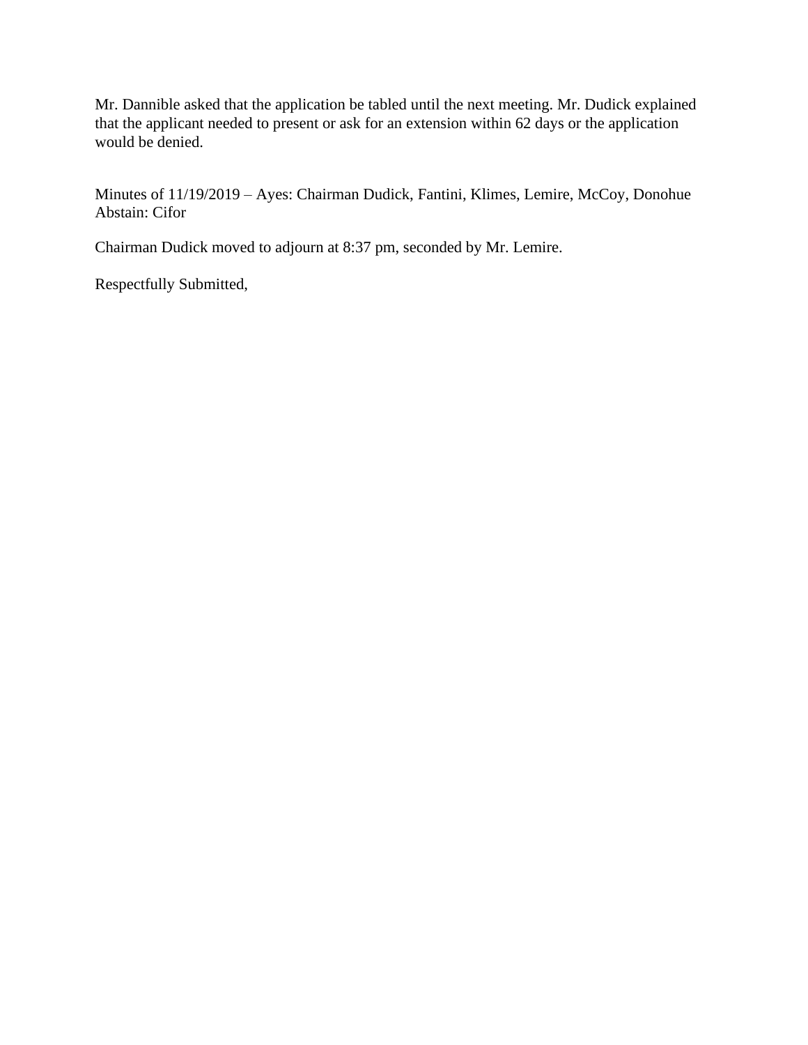Mr. Dannible asked that the application be tabled until the next meeting. Mr. Dudick explained that the applicant needed to present or ask for an extension within 62 days or the application would be denied.

Minutes of 11/19/2019 – Ayes: Chairman Dudick, Fantini, Klimes, Lemire, McCoy, Donohue
Abstain: Cifor

Chairman Dudick moved to adjourn at 8:37 pm, seconded by Mr. Lemire.

Respectfully Submitted,